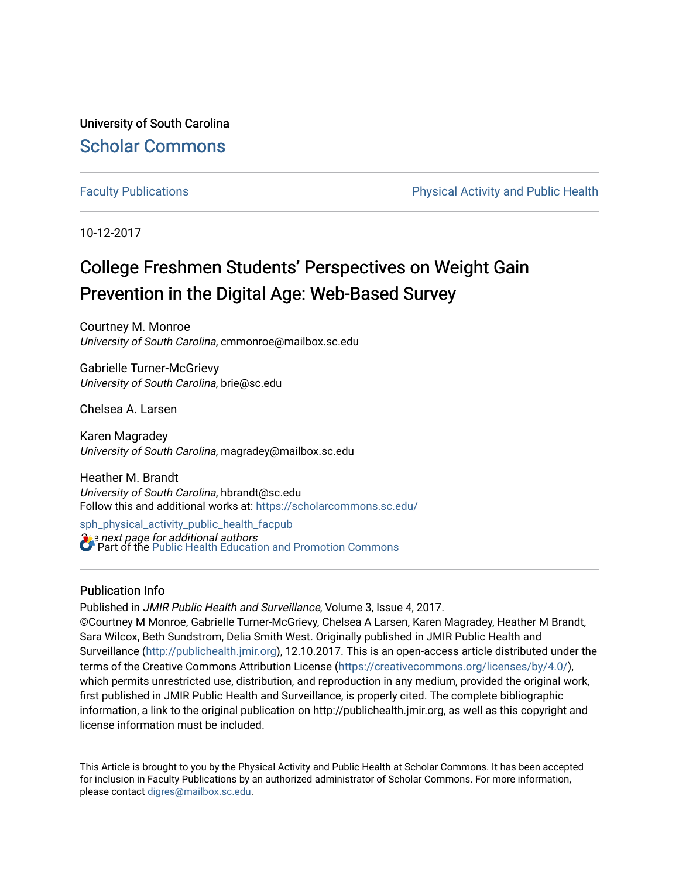University of South Carolina

Scholar Commons

Faculty Publications | Physical Activity and Public Health

10-12-2017

# College Freshmen Students' Perspectives on Weight Gain Prevention in the Digital Age: Web-Based Survey

Courtney M. Monroe
*University of South Carolina*, cmmonroe@mailbox.sc.edu

Gabrielle Turner-McGrievy
*University of South Carolina*, brie@sc.edu

Chelsea A. Larsen

Karen Magradey
*University of South Carolina*, magradey@mailbox.sc.edu

Heather M. Brandt
*University of South Carolina*, hbrandt@sc.edu

Follow this and additional works at: https://scholarcommons.sc.edu/sph_physical_activity_public_health_facpub

*See next page for additional authors*

Part of the Public Health Education and Promotion Commons

## Publication Info

Published in *JMIR Public Health and Surveillance*, Volume 3, Issue 4, 2017.
©Courtney M Monroe, Gabrielle Turner-McGrievy, Chelsea A Larsen, Karen Magradey, Heather M Brandt, Sara Wilcox, Beth Sundstrom, Delia Smith West. Originally published in JMIR Public Health and Surveillance (http://publichealth.jmir.org), 12.10.2017. This is an open-access article distributed under the terms of the Creative Commons Attribution License (https://creativecommons.org/licenses/by/4.0/), which permits unrestricted use, distribution, and reproduction in any medium, provided the original work, first published in JMIR Public Health and Surveillance, is properly cited. The complete bibliographic information, a link to the original publication on http://publichealth.jmir.org, as well as this copyright and license information must be included.

This Article is brought to you by the Physical Activity and Public Health at Scholar Commons. It has been accepted for inclusion in Faculty Publications by an authorized administrator of Scholar Commons. For more information, please contact digres@mailbox.sc.edu.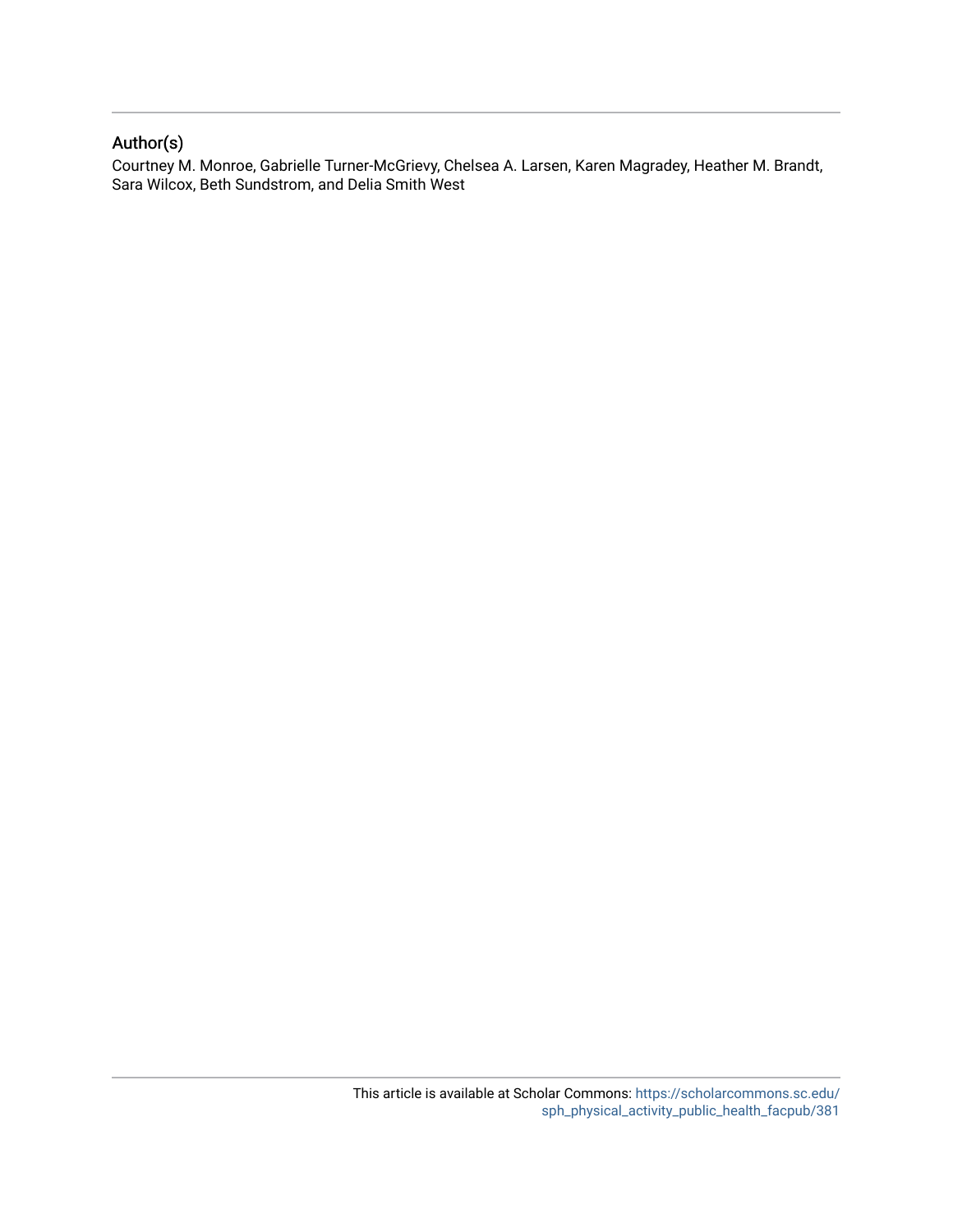## Author(s)

Courtney M. Monroe, Gabrielle Turner-McGrievy, Chelsea A. Larsen, Karen Magradey, Heather M. Brandt, Sara Wilcox, Beth Sundstrom, and Delia Smith West

This article is available at Scholar Commons: https://scholarcommons.sc.edu/sph_physical_activity_public_health_facpub/381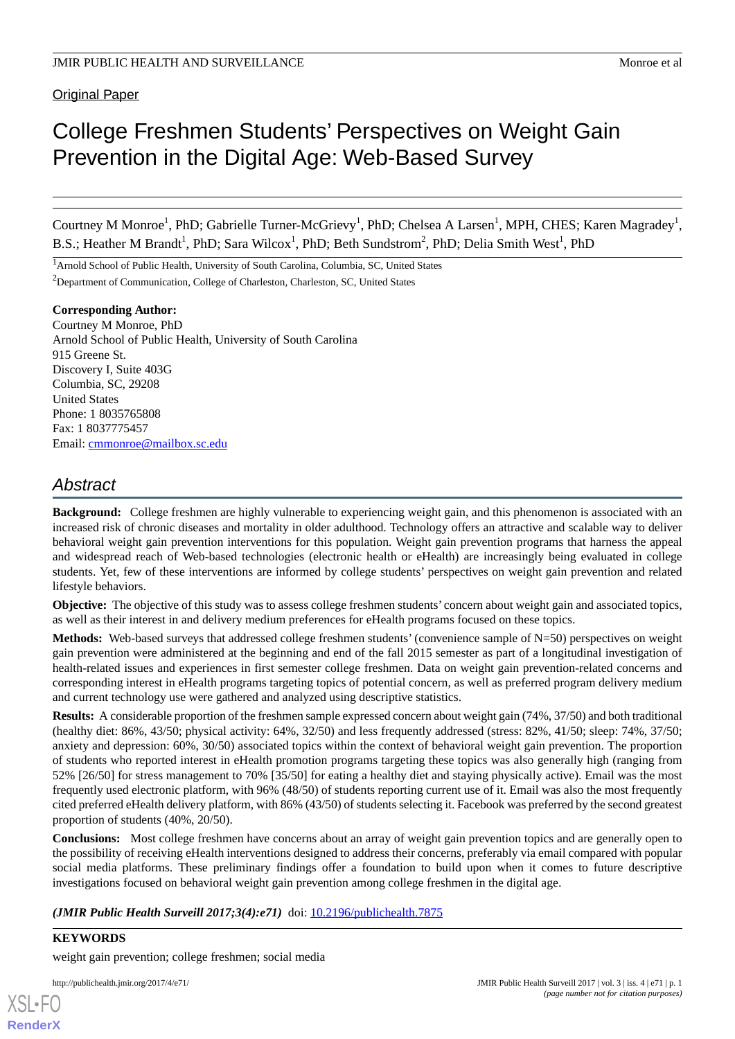Original Paper

# College Freshmen Students' Perspectives on Weight Gain Prevention in the Digital Age: Web-Based Survey

Courtney M Monroe[1], PhD; Gabrielle Turner-McGrievy[1], PhD; Chelsea A Larsen[1], MPH, CHES; Karen Magradey[1], B.S.; Heather M Brandt[1], PhD; Sara Wilcox[1], PhD; Beth Sundstrom[2], PhD; Delia Smith West[1], PhD

[1]Arnold School of Public Health, University of South Carolina, Columbia, SC, United States

[2]Department of Communication, College of Charleston, Charleston, SC, United States

**Corresponding Author:**
Courtney M Monroe, PhD
Arnold School of Public Health, University of South Carolina
915 Greene St.
Discovery I, Suite 403G
Columbia, SC, 29208
United States
Phone: 1 8035765808
Fax: 1 8037775457
Email: cmmonroe@mailbox.sc.edu

## Abstract

**Background:** College freshmen are highly vulnerable to experiencing weight gain, and this phenomenon is associated with an increased risk of chronic diseases and mortality in older adulthood. Technology offers an attractive and scalable way to deliver behavioral weight gain prevention interventions for this population. Weight gain prevention programs that harness the appeal and widespread reach of Web-based technologies (electronic health or eHealth) are increasingly being evaluated in college students. Yet, few of these interventions are informed by college students' perspectives on weight gain prevention and related lifestyle behaviors.

**Objective:** The objective of this study was to assess college freshmen students' concern about weight gain and associated topics, as well as their interest in and delivery medium preferences for eHealth programs focused on these topics.

**Methods:** Web-based surveys that addressed college freshmen students' (convenience sample of N=50) perspectives on weight gain prevention were administered at the beginning and end of the fall 2015 semester as part of a longitudinal investigation of health-related issues and experiences in first semester college freshmen. Data on weight gain prevention-related concerns and corresponding interest in eHealth programs targeting topics of potential concern, as well as preferred program delivery medium and current technology use were gathered and analyzed using descriptive statistics.

**Results:** A considerable proportion of the freshmen sample expressed concern about weight gain (74%, 37/50) and both traditional (healthy diet: 86%, 43/50; physical activity: 64%, 32/50) and less frequently addressed (stress: 82%, 41/50; sleep: 74%, 37/50; anxiety and depression: 60%, 30/50) associated topics within the context of behavioral weight gain prevention. The proportion of students who reported interest in eHealth promotion programs targeting these topics was also generally high (ranging from 52% [26/50] for stress management to 70% [35/50] for eating a healthy diet and staying physically active). Email was the most frequently used electronic platform, with 96% (48/50) of students reporting current use of it. Email was also the most frequently cited preferred eHealth delivery platform, with 86% (43/50) of students selecting it. Facebook was preferred by the second greatest proportion of students (40%, 20/50).

**Conclusions:** Most college freshmen have concerns about an array of weight gain prevention topics and are generally open to the possibility of receiving eHealth interventions designed to address their concerns, preferably via email compared with popular social media platforms. These preliminary findings offer a foundation to build upon when it comes to future descriptive investigations focused on behavioral weight gain prevention among college freshmen in the digital age.

***(JMIR Public Health Surveill 2017;3(4):e71)*** doi: 10.2196/publichealth.7875

**KEYWORDS**

weight gain prevention; college freshmen; social media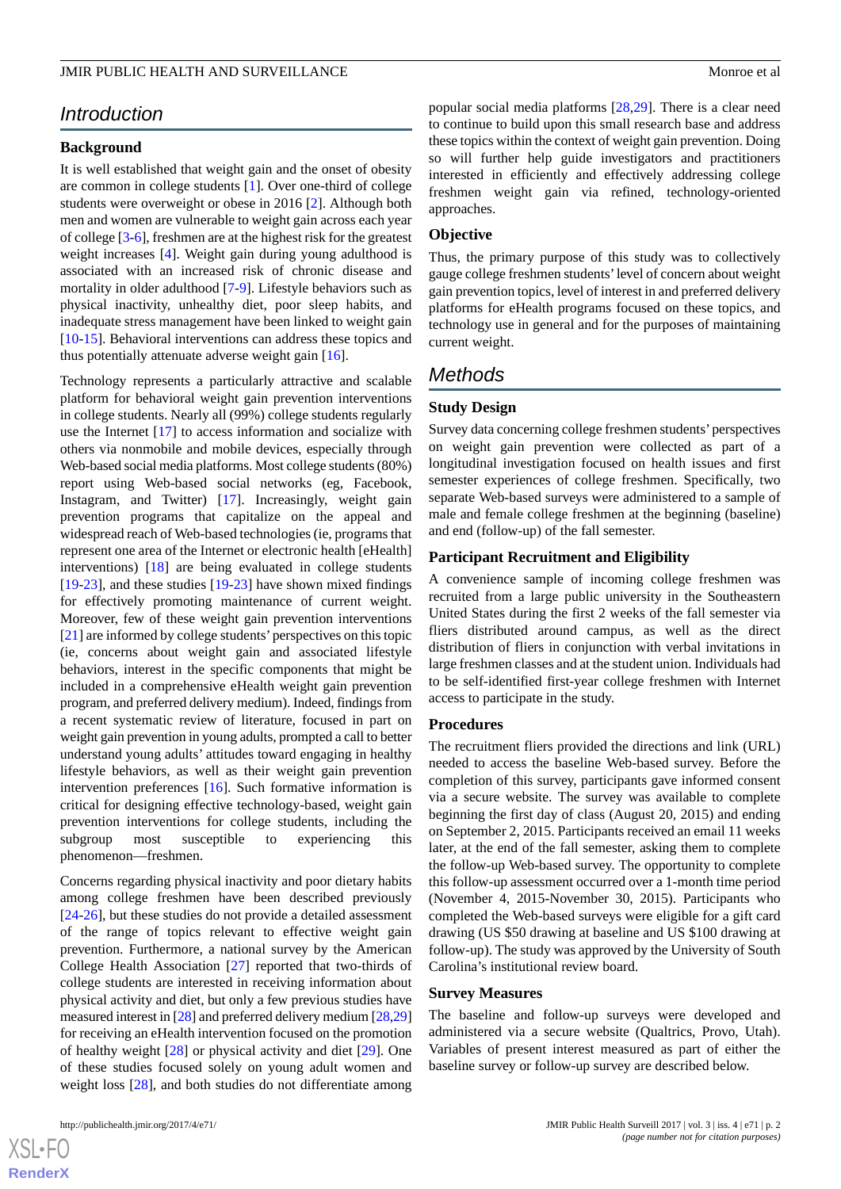## Introduction

### Background

It is well established that weight gain and the onset of obesity are common in college students [1]. Over one-third of college students were overweight or obese in 2016 [2]. Although both men and women are vulnerable to weight gain across each year of college [3-6], freshmen are at the highest risk for the greatest weight increases [4]. Weight gain during young adulthood is associated with an increased risk of chronic disease and mortality in older adulthood [7-9]. Lifestyle behaviors such as physical inactivity, unhealthy diet, poor sleep habits, and inadequate stress management have been linked to weight gain [10-15]. Behavioral interventions can address these topics and thus potentially attenuate adverse weight gain [16].

Technology represents a particularly attractive and scalable platform for behavioral weight gain prevention interventions in college students. Nearly all (99%) college students regularly use the Internet [17] to access information and socialize with others via nonmobile and mobile devices, especially through Web-based social media platforms. Most college students (80%) report using Web-based social networks (eg, Facebook, Instagram, and Twitter) [17]. Increasingly, weight gain prevention programs that capitalize on the appeal and widespread reach of Web-based technologies (ie, programs that represent one area of the Internet or electronic health [eHealth] interventions) [18] are being evaluated in college students [19-23], and these studies [19-23] have shown mixed findings for effectively promoting maintenance of current weight. Moreover, few of these weight gain prevention interventions [21] are informed by college students' perspectives on this topic (ie, concerns about weight gain and associated lifestyle behaviors, interest in the specific components that might be included in a comprehensive eHealth weight gain prevention program, and preferred delivery medium). Indeed, findings from a recent systematic review of literature, focused in part on weight gain prevention in young adults, prompted a call to better understand young adults' attitudes toward engaging in healthy lifestyle behaviors, as well as their weight gain prevention intervention preferences [16]. Such formative information is critical for designing effective technology-based, weight gain prevention interventions for college students, including the subgroup most susceptible to experiencing this phenomenon—freshmen.

Concerns regarding physical inactivity and poor dietary habits among college freshmen have been described previously [24-26], but these studies do not provide a detailed assessment of the range of topics relevant to effective weight gain prevention. Furthermore, a national survey by the American College Health Association [27] reported that two-thirds of college students are interested in receiving information about physical activity and diet, but only a few previous studies have measured interest in [28] and preferred delivery medium [28,29] for receiving an eHealth intervention focused on the promotion of healthy weight [28] or physical activity and diet [29]. One of these studies focused solely on young adult women and weight loss [28], and both studies do not differentiate among popular social media platforms [28,29]. There is a clear need to continue to build upon this small research base and address these topics within the context of weight gain prevention. Doing so will further help guide investigators and practitioners interested in efficiently and effectively addressing college freshmen weight gain via refined, technology-oriented approaches.

### Objective

Thus, the primary purpose of this study was to collectively gauge college freshmen students' level of concern about weight gain prevention topics, level of interest in and preferred delivery platforms for eHealth programs focused on these topics, and technology use in general and for the purposes of maintaining current weight.

## Methods

### Study Design

Survey data concerning college freshmen students' perspectives on weight gain prevention were collected as part of a longitudinal investigation focused on health issues and first semester experiences of college freshmen. Specifically, two separate Web-based surveys were administered to a sample of male and female college freshmen at the beginning (baseline) and end (follow-up) of the fall semester.

### Participant Recruitment and Eligibility

A convenience sample of incoming college freshmen was recruited from a large public university in the Southeastern United States during the first 2 weeks of the fall semester via fliers distributed around campus, as well as the direct distribution of fliers in conjunction with verbal invitations in large freshmen classes and at the student union. Individuals had to be self-identified first-year college freshmen with Internet access to participate in the study.

### Procedures

The recruitment fliers provided the directions and link (URL) needed to access the baseline Web-based survey. Before the completion of this survey, participants gave informed consent via a secure website. The survey was available to complete beginning the first day of class (August 20, 2015) and ending on September 2, 2015. Participants received an email 11 weeks later, at the end of the fall semester, asking them to complete the follow-up Web-based survey. The opportunity to complete this follow-up assessment occurred over a 1-month time period (November 4, 2015-November 30, 2015). Participants who completed the Web-based surveys were eligible for a gift card drawing (US $50 drawing at baseline and US $100 drawing at follow-up). The study was approved by the University of South Carolina's institutional review board.

### Survey Measures

The baseline and follow-up surveys were developed and administered via a secure website (Qualtrics, Provo, Utah). Variables of present interest measured as part of either the baseline survey or follow-up survey are described below.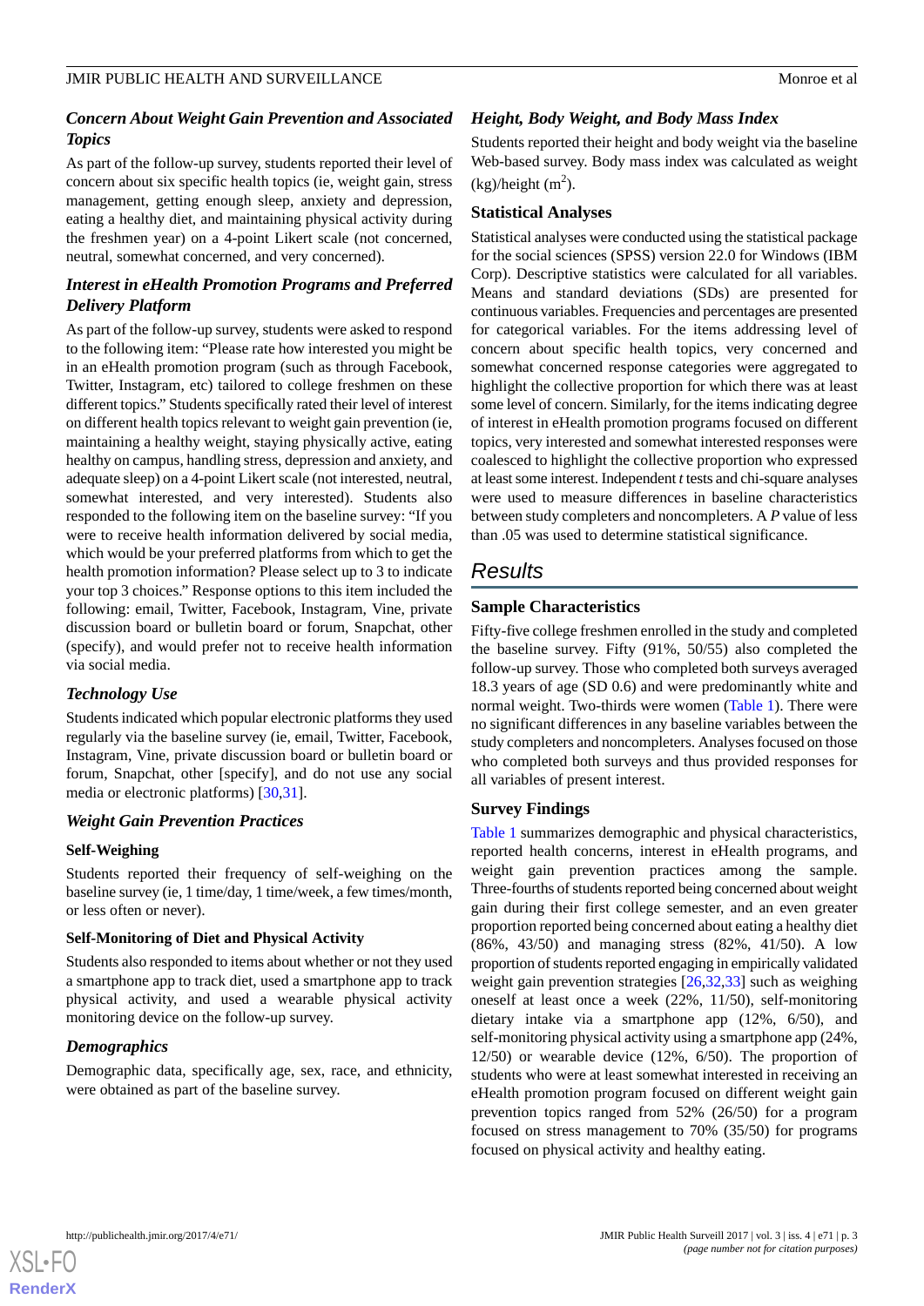### *Concern About Weight Gain Prevention and Associated Topics*

As part of the follow-up survey, students reported their level of concern about six specific health topics (ie, weight gain, stress management, getting enough sleep, anxiety and depression, eating a healthy diet, and maintaining physical activity during the freshmen year) on a 4-point Likert scale (not concerned, neutral, somewhat concerned, and very concerned).

### *Interest in eHealth Promotion Programs and Preferred Delivery Platform*

As part of the follow-up survey, students were asked to respond to the following item: "Please rate how interested you might be in an eHealth promotion program (such as through Facebook, Twitter, Instagram, etc) tailored to college freshmen on these different topics." Students specifically rated their level of interest on different health topics relevant to weight gain prevention (ie, maintaining a healthy weight, staying physically active, eating healthy on campus, handling stress, depression and anxiety, and adequate sleep) on a 4-point Likert scale (not interested, neutral, somewhat interested, and very interested). Students also responded to the following item on the baseline survey: "If you were to receive health information delivered by social media, which would be your preferred platforms from which to get the health promotion information? Please select up to 3 to indicate your top 3 choices." Response options to this item included the following: email, Twitter, Facebook, Instagram, Vine, private discussion board or bulletin board or forum, Snapchat, other (specify), and would prefer not to receive health information via social media.

### *Technology Use*

Students indicated which popular electronic platforms they used regularly via the baseline survey (ie, email, Twitter, Facebook, Instagram, Vine, private discussion board or bulletin board or forum, Snapchat, other [specify], and do not use any social media or electronic platforms) [30,31].

### *Weight Gain Prevention Practices*

#### Self-Weighing

Students reported their frequency of self-weighing on the baseline survey (ie, 1 time/day, 1 time/week, a few times/month, or less often or never).

#### Self-Monitoring of Diet and Physical Activity

Students also responded to items about whether or not they used a smartphone app to track diet, used a smartphone app to track physical activity, and used a wearable physical activity monitoring device on the follow-up survey.

### *Demographics*

Demographic data, specifically age, sex, race, and ethnicity, were obtained as part of the baseline survey.

### *Height, Body Weight, and Body Mass Index*

Students reported their height and body weight via the baseline Web-based survey. Body mass index was calculated as weight (kg)/height ($m^2$).

#### Statistical Analyses

Statistical analyses were conducted using the statistical package for the social sciences (SPSS) version 22.0 for Windows (IBM Corp). Descriptive statistics were calculated for all variables. Means and standard deviations (SDs) are presented for continuous variables. Frequencies and percentages are presented for categorical variables. For the items addressing level of concern about specific health topics, very concerned and somewhat concerned response categories were aggregated to highlight the collective proportion for which there was at least some level of concern. Similarly, for the items indicating degree of interest in eHealth promotion programs focused on different topics, very interested and somewhat interested responses were coalesced to highlight the collective proportion who expressed at least some interest. Independent *t* tests and chi-square analyses were used to measure differences in baseline characteristics between study completers and noncompleters. A *P* value of less than .05 was used to determine statistical significance.

## *Results*

#### Sample Characteristics

Fifty-five college freshmen enrolled in the study and completed the baseline survey. Fifty (91%, 50/55) also completed the follow-up survey. Those who completed both surveys averaged 18.3 years of age (SD 0.6) and were predominantly white and normal weight. Two-thirds were women (Table 1). There were no significant differences in any baseline variables between the study completers and noncompleters. Analyses focused on those who completed both surveys and thus provided responses for all variables of present interest.

#### Survey Findings

Table 1 summarizes demographic and physical characteristics, reported health concerns, interest in eHealth programs, and weight gain prevention practices among the sample. Three-fourths of students reported being concerned about weight gain during their first college semester, and an even greater proportion reported being concerned about eating a healthy diet (86%, 43/50) and managing stress (82%, 41/50). A low proportion of students reported engaging in empirically validated weight gain prevention strategies [26,32,33] such as weighing oneself at least once a week (22%, 11/50), self-monitoring dietary intake via a smartphone app (12%, 6/50), and self-monitoring physical activity using a smartphone app (24%, 12/50) or wearable device (12%, 6/50). The proportion of students who were at least somewhat interested in receiving an eHealth promotion program focused on different weight gain prevention topics ranged from 52% (26/50) for a program focused on stress management to 70% (35/50) for programs focused on physical activity and healthy eating.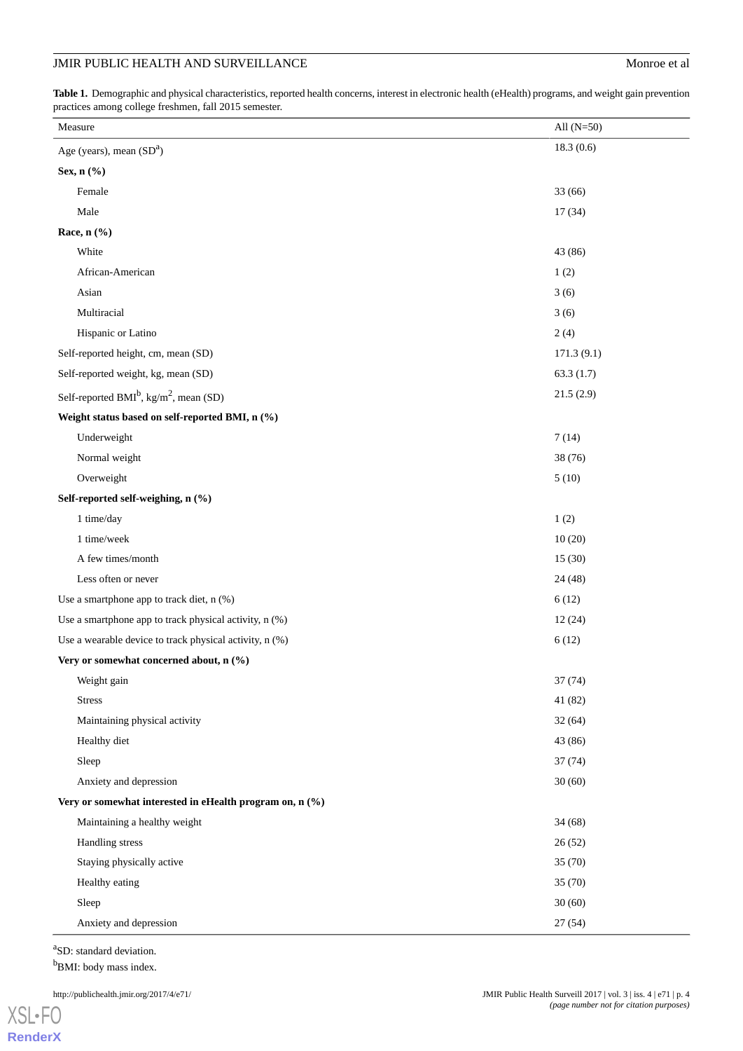**Table 1.** Demographic and physical characteristics, reported health concerns, interest in electronic health (eHealth) programs, and weight gain prevention practices among college freshmen, fall 2015 semester.

| Measure | All (N=50) |
| --- | --- |
| Age (years), mean (SD[a]) | 18.3 (0.6) |
| **Sex, n (%)** | |
| Female | 33 (66) |
| Male | 17 (34) |
| **Race, n (%)** | |
| White | 43 (86) |
| African-American | 1 (2) |
| Asian | 3 (6) |
| Multiracial | 3 (6) |
| Hispanic or Latino | 2 (4) |
| Self-reported height, cm, mean (SD) | 171.3 (9.1) |
| Self-reported weight, kg, mean (SD) | 63.3 (1.7) |
| Self-reported BMI[b], kg/m$^2$, mean (SD) | 21.5 (2.9) |
| **Weight status based on self-reported BMI, n (%)** | |
| Underweight | 7 (14) |
| Normal weight | 38 (76) |
| Overweight | 5 (10) |
| **Self-reported self-weighing, n (%)** | |
| 1 time/day | 1 (2) |
| 1 time/week | 10 (20) |
| A few times/month | 15 (30) |
| Less often or never | 24 (48) |
| Use a smartphone app to track diet, n (%) | 6 (12) |
| Use a smartphone app to track physical activity, n (%) | 12 (24) |
| Use a wearable device to track physical activity, n (%) | 6 (12) |
| **Very or somewhat concerned about, n (%)** | |
| Weight gain | 37 (74) |
| Stress | 41 (82) |
| Maintaining physical activity | 32 (64) |
| Healthy diet | 43 (86) |
| Sleep | 37 (74) |
| Anxiety and depression | 30 (60) |
| **Very or somewhat interested in eHealth program on, n (%)** | |
| Maintaining a healthy weight | 34 (68) |
| Handling stress | 26 (52) |
| Staying physically active | 35 (70) |
| Healthy eating | 35 (70) |
| Sleep | 30 (60) |
| Anxiety and depression | 27 (54) |

[a]SD: standard deviation.

[b]BMI: body mass index.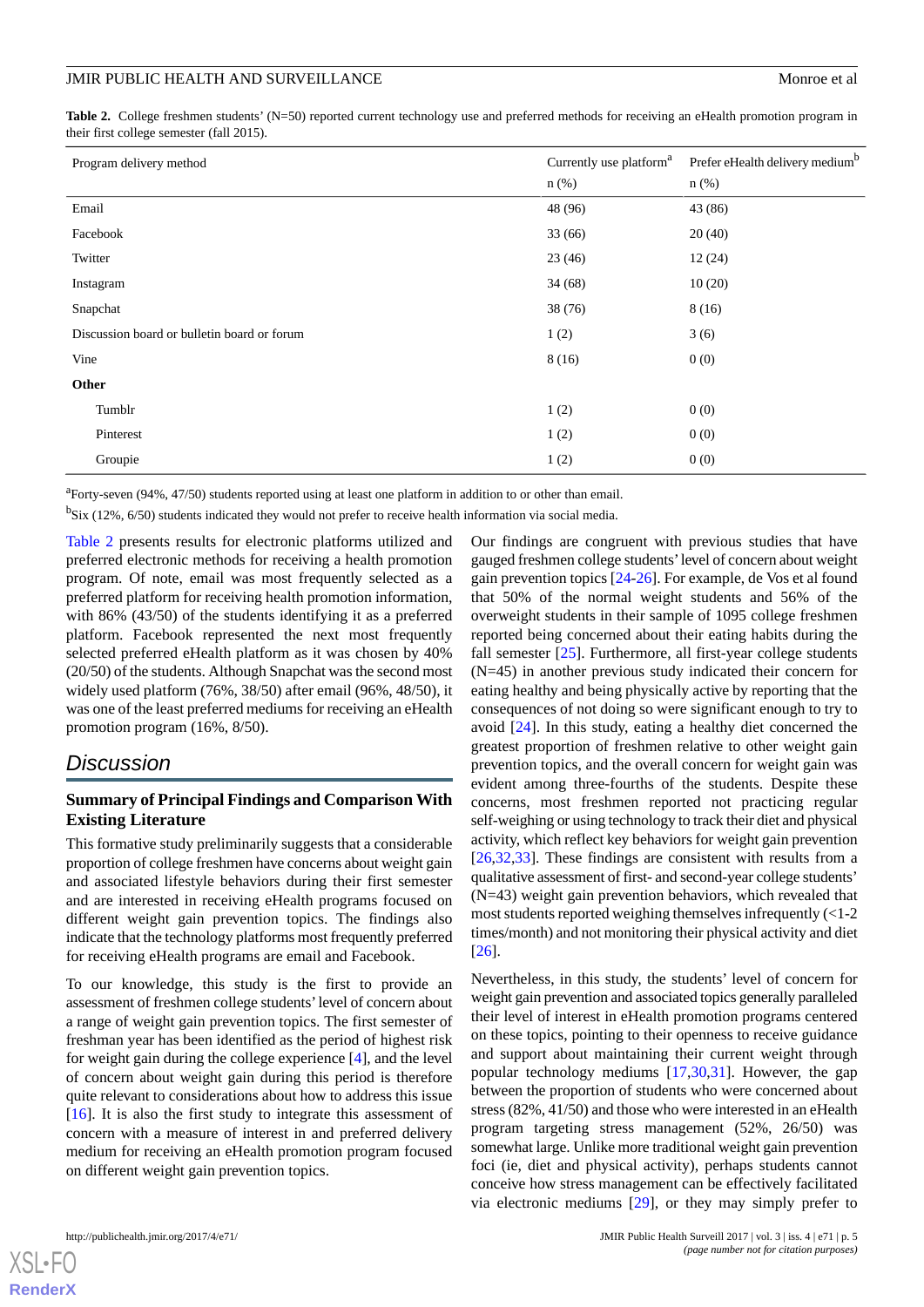**Table 2.** College freshmen students' (N=50) reported current technology use and preferred methods for receiving an eHealth promotion program in their first college semester (fall 2015).

| Program delivery method | Currently use platform[a] n (%) | Prefer eHealth delivery medium[b] n (%) |
|---|---|---|
| Email | 48 (96) | 43 (86) |
| Facebook | 33 (66) | 20 (40) |
| Twitter | 23 (46) | 12 (24) |
| Instagram | 34 (68) | 10 (20) |
| Snapchat | 38 (76) | 8 (16) |
| Discussion board or bulletin board or forum | 1 (2) | 3 (6) |
| Vine | 8 (16) | 0 (0) |
| **Other** | | |
| Tumblr | 1 (2) | 0 (0) |
| Pinterest | 1 (2) | 0 (0) |
| Groupie | 1 (2) | 0 (0) |

[a]Forty-seven (94%, 47/50) students reported using at least one platform in addition to or other than email.

[b]Six (12%, 6/50) students indicated they would not prefer to receive health information via social media.

Table 2 presents results for electronic platforms utilized and preferred electronic methods for receiving a health promotion program. Of note, email was most frequently selected as a preferred platform for receiving health promotion information, with 86% (43/50) of the students identifying it as a preferred platform. Facebook represented the next most frequently selected preferred eHealth platform as it was chosen by 40% (20/50) of the students. Although Snapchat was the second most widely used platform (76%, 38/50) after email (96%, 48/50), it was one of the least preferred mediums for receiving an eHealth promotion program (16%, 8/50).

## Discussion

### Summary of Principal Findings and Comparison With Existing Literature

This formative study preliminarily suggests that a considerable proportion of college freshmen have concerns about weight gain and associated lifestyle behaviors during their first semester and are interested in receiving eHealth programs focused on different weight gain prevention topics. The findings also indicate that the technology platforms most frequently preferred for receiving eHealth programs are email and Facebook.

To our knowledge, this study is the first to provide an assessment of freshmen college students' level of concern about a range of weight gain prevention topics. The first semester of freshman year has been identified as the period of highest risk for weight gain during the college experience [4], and the level of concern about weight gain during this period is therefore quite relevant to considerations about how to address this issue [16]. It is also the first study to integrate this assessment of concern with a measure of interest in and preferred delivery medium for receiving an eHealth promotion program focused on different weight gain prevention topics.

Our findings are congruent with previous studies that have gauged freshmen college students' level of concern about weight gain prevention topics [24-26]. For example, de Vos et al found that 50% of the normal weight students and 56% of the overweight students in their sample of 1095 college freshmen reported being concerned about their eating habits during the fall semester [25]. Furthermore, all first-year college students (N=45) in another previous study indicated their concern for eating healthy and being physically active by reporting that the consequences of not doing so were significant enough to try to avoid [24]. In this study, eating a healthy diet concerned the greatest proportion of freshmen relative to other weight gain prevention topics, and the overall concern for weight gain was evident among three-fourths of the students. Despite these concerns, most freshmen reported not practicing regular self-weighing or using technology to track their diet and physical activity, which reflect key behaviors for weight gain prevention [26,32,33]. These findings are consistent with results from a qualitative assessment of first- and second-year college students' (N=43) weight gain prevention behaviors, which revealed that most students reported weighing themselves infrequently (<1-2 times/month) and not monitoring their physical activity and diet [26].

Nevertheless, in this study, the students' level of concern for weight gain prevention and associated topics generally paralleled their level of interest in eHealth promotion programs centered on these topics, pointing to their openness to receive guidance and support about maintaining their current weight through popular technology mediums [17,30,31]. However, the gap between the proportion of students who were concerned about stress (82%, 41/50) and those who were interested in an eHealth program targeting stress management (52%, 26/50) was somewhat large. Unlike more traditional weight gain prevention foci (ie, diet and physical activity), perhaps students cannot conceive how stress management can be effectively facilitated via electronic mediums [29], or they may simply prefer to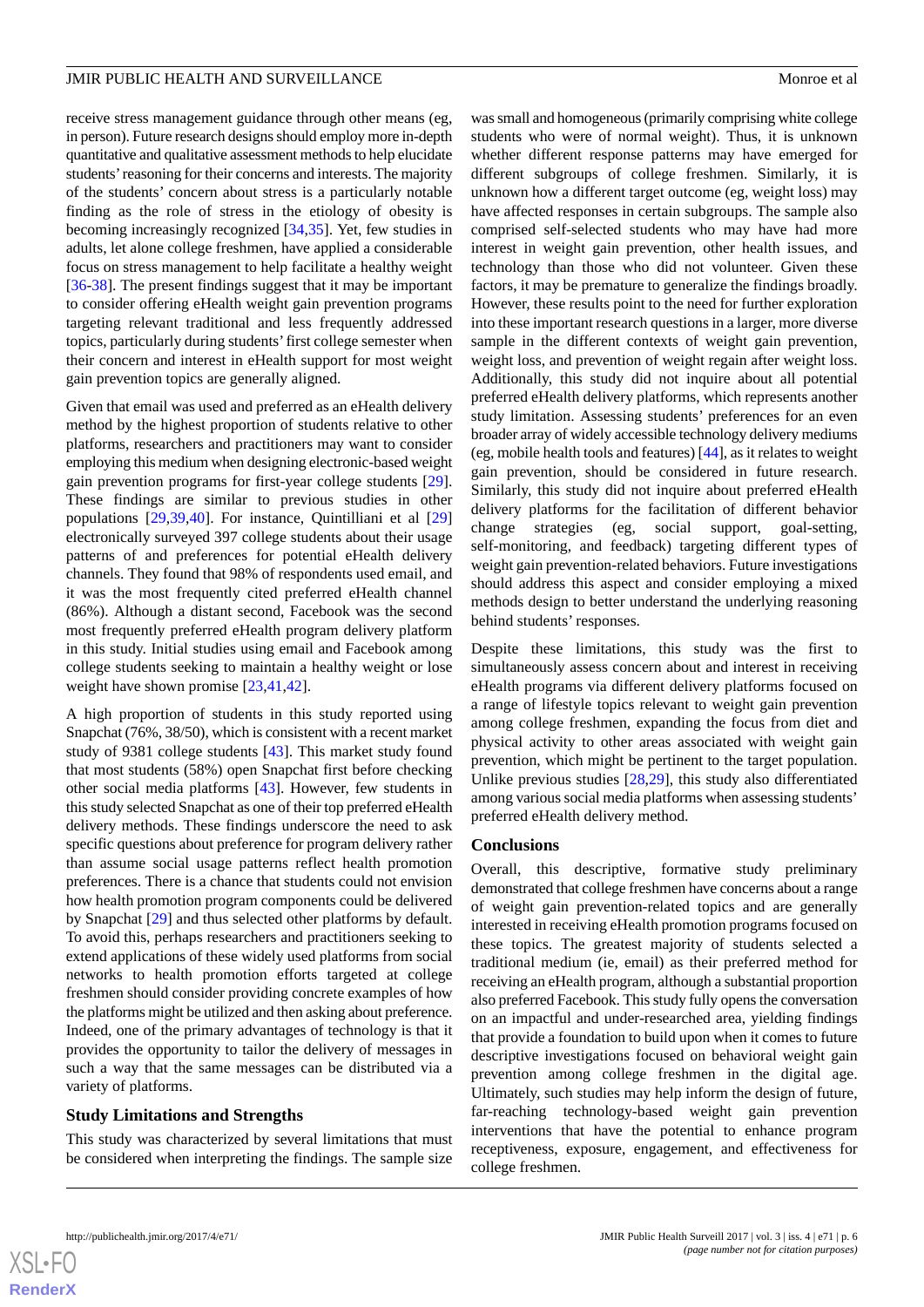receive stress management guidance through other means (eg, in person). Future research designs should employ more in-depth quantitative and qualitative assessment methods to help elucidate students' reasoning for their concerns and interests. The majority of the students' concern about stress is a particularly notable finding as the role of stress in the etiology of obesity is becoming increasingly recognized [34,35]. Yet, few studies in adults, let alone college freshmen, have applied a considerable focus on stress management to help facilitate a healthy weight [36-38]. The present findings suggest that it may be important to consider offering eHealth weight gain prevention programs targeting relevant traditional and less frequently addressed topics, particularly during students' first college semester when their concern and interest in eHealth support for most weight gain prevention topics are generally aligned.

Given that email was used and preferred as an eHealth delivery method by the highest proportion of students relative to other platforms, researchers and practitioners may want to consider employing this medium when designing electronic-based weight gain prevention programs for first-year college students [29]. These findings are similar to previous studies in other populations [29,39,40]. For instance, Quintilliani et al [29] electronically surveyed 397 college students about their usage patterns of and preferences for potential eHealth delivery channels. They found that 98% of respondents used email, and it was the most frequently cited preferred eHealth channel (86%). Although a distant second, Facebook was the second most frequently preferred eHealth program delivery platform in this study. Initial studies using email and Facebook among college students seeking to maintain a healthy weight or lose weight have shown promise [23,41,42].

A high proportion of students in this study reported using Snapchat (76%, 38/50), which is consistent with a recent market study of 9381 college students [43]. This market study found that most students (58%) open Snapchat first before checking other social media platforms [43]. However, few students in this study selected Snapchat as one of their top preferred eHealth delivery methods. These findings underscore the need to ask specific questions about preference for program delivery rather than assume social usage patterns reflect health promotion preferences. There is a chance that students could not envision how health promotion program components could be delivered by Snapchat [29] and thus selected other platforms by default. To avoid this, perhaps researchers and practitioners seeking to extend applications of these widely used platforms from social networks to health promotion efforts targeted at college freshmen should consider providing concrete examples of how the platforms might be utilized and then asking about preference. Indeed, one of the primary advantages of technology is that it provides the opportunity to tailor the delivery of messages in such a way that the same messages can be distributed via a variety of platforms.

## Study Limitations and Strengths

This study was characterized by several limitations that must be considered when interpreting the findings. The sample size was small and homogeneous (primarily comprising white college students who were of normal weight). Thus, it is unknown whether different response patterns may have emerged for different subgroups of college freshmen. Similarly, it is unknown how a different target outcome (eg, weight loss) may have affected responses in certain subgroups. The sample also comprised self-selected students who may have had more interest in weight gain prevention, other health issues, and technology than those who did not volunteer. Given these factors, it may be premature to generalize the findings broadly. However, these results point to the need for further exploration into these important research questions in a larger, more diverse sample in the different contexts of weight gain prevention, weight loss, and prevention of weight regain after weight loss. Additionally, this study did not inquire about all potential preferred eHealth delivery platforms, which represents another study limitation. Assessing students' preferences for an even broader array of widely accessible technology delivery mediums (eg, mobile health tools and features) [44], as it relates to weight gain prevention, should be considered in future research. Similarly, this study did not inquire about preferred eHealth delivery platforms for the facilitation of different behavior change strategies (eg, social support, goal-setting, self-monitoring, and feedback) targeting different types of weight gain prevention-related behaviors. Future investigations should address this aspect and consider employing a mixed methods design to better understand the underlying reasoning behind students' responses.

Despite these limitations, this study was the first to simultaneously assess concern about and interest in receiving eHealth programs via different delivery platforms focused on a range of lifestyle topics relevant to weight gain prevention among college freshmen, expanding the focus from diet and physical activity to other areas associated with weight gain prevention, which might be pertinent to the target population. Unlike previous studies [28,29], this study also differentiated among various social media platforms when assessing students' preferred eHealth delivery method.

## Conclusions

Overall, this descriptive, formative study preliminary demonstrated that college freshmen have concerns about a range of weight gain prevention-related topics and are generally interested in receiving eHealth promotion programs focused on these topics. The greatest majority of students selected a traditional medium (ie, email) as their preferred method for receiving an eHealth program, although a substantial proportion also preferred Facebook. This study fully opens the conversation on an impactful and under-researched area, yielding findings that provide a foundation to build upon when it comes to future descriptive investigations focused on behavioral weight gain prevention among college freshmen in the digital age. Ultimately, such studies may help inform the design of future, far-reaching technology-based weight gain prevention interventions that have the potential to enhance program receptiveness, exposure, engagement, and effectiveness for college freshmen.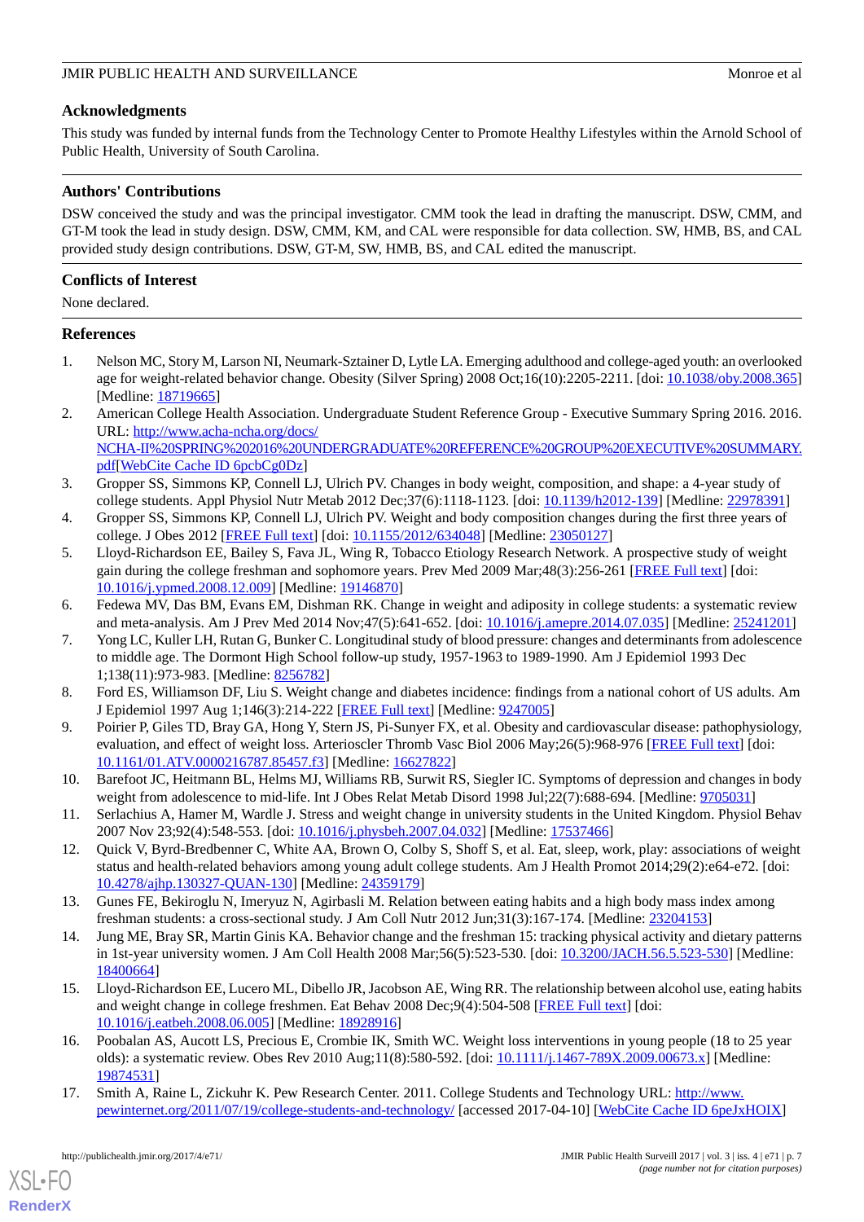## Acknowledgments

This study was funded by internal funds from the Technology Center to Promote Healthy Lifestyles within the Arnold School of Public Health, University of South Carolina.

## Authors' Contributions

DSW conceived the study and was the principal investigator. CMM took the lead in drafting the manuscript. DSW, CMM, and GT-M took the lead in study design. DSW, CMM, KM, and CAL were responsible for data collection. SW, HMB, BS, and CAL provided study design contributions. DSW, GT-M, SW, HMB, BS, and CAL edited the manuscript.

## Conflicts of Interest

None declared.

## References

1. Nelson MC, Story M, Larson NI, Neumark-Sztainer D, Lytle LA. Emerging adulthood and college-aged youth: an overlooked age for weight-related behavior change. Obesity (Silver Spring) 2008 Oct;16(10):2205-2211. [doi: 10.1038/oby.2008.365] [Medline: 18719665]
2. American College Health Association. Undergraduate Student Reference Group - Executive Summary Spring 2016. 2016. URL: http://www.acha-ncha.org/docs/NCHA-II%20SPRING%202016%20UNDERGRADUATE%20REFERENCE%20GROUP%20EXECUTIVE%20SUMMARY.pdf[WebCite Cache ID 6pcbCg0Dz]
3. Gropper SS, Simmons KP, Connell LJ, Ulrich PV. Changes in body weight, composition, and shape: a 4-year study of college students. Appl Physiol Nutr Metab 2012 Dec;37(6):1118-1123. [doi: 10.1139/h2012-139] [Medline: 22978391]
4. Gropper SS, Simmons KP, Connell LJ, Ulrich PV. Weight and body composition changes during the first three years of college. J Obes 2012 [FREE Full text] [doi: 10.1155/2012/634048] [Medline: 23050127]
5. Lloyd-Richardson EE, Bailey S, Fava JL, Wing R, Tobacco Etiology Research Network. A prospective study of weight gain during the college freshman and sophomore years. Prev Med 2009 Mar;48(3):256-261 [FREE Full text] [doi: 10.1016/j.ypmed.2008.12.009] [Medline: 19146870]
6. Fedewa MV, Das BM, Evans EM, Dishman RK. Change in weight and adiposity in college students: a systematic review and meta-analysis. Am J Prev Med 2014 Nov;47(5):641-652. [doi: 10.1016/j.amepre.2014.07.035] [Medline: 25241201]
7. Yong LC, Kuller LH, Rutan G, Bunker C. Longitudinal study of blood pressure: changes and determinants from adolescence to middle age. The Dormont High School follow-up study, 1957-1963 to 1989-1990. Am J Epidemiol 1993 Dec 1;138(11):973-983. [Medline: 8256782]
8. Ford ES, Williamson DF, Liu S. Weight change and diabetes incidence: findings from a national cohort of US adults. Am J Epidemiol 1997 Aug 1;146(3):214-222 [FREE Full text] [Medline: 9247005]
9. Poirier P, Giles TD, Bray GA, Hong Y, Stern JS, Pi-Sunyer FX, et al. Obesity and cardiovascular disease: pathophysiology, evaluation, and effect of weight loss. Arterioscler Thromb Vasc Biol 2006 May;26(5):968-976 [FREE Full text] [doi: 10.1161/01.ATV.0000216787.85457.f3] [Medline: 16627822]
10. Barefoot JC, Heitmann BL, Helms MJ, Williams RB, Surwit RS, Siegler IC. Symptoms of depression and changes in body weight from adolescence to mid-life. Int J Obes Relat Metab Disord 1998 Jul;22(7):688-694. [Medline: 9705031]
11. Serlachius A, Hamer M, Wardle J. Stress and weight change in university students in the United Kingdom. Physiol Behav 2007 Nov 23;92(4):548-553. [doi: 10.1016/j.physbeh.2007.04.032] [Medline: 17537466]
12. Quick V, Byrd-Bredbenner C, White AA, Brown O, Colby S, Shoff S, et al. Eat, sleep, work, play: associations of weight status and health-related behaviors among young adult college students. Am J Health Promot 2014;29(2):e64-e72. [doi: 10.4278/ajhp.130327-QUAN-130] [Medline: 24359179]
13. Gunes FE, Bekiroglu N, Imeryuz N, Agirbasli M. Relation between eating habits and a high body mass index among freshman students: a cross-sectional study. J Am Coll Nutr 2012 Jun;31(3):167-174. [Medline: 23204153]
14. Jung ME, Bray SR, Martin Ginis KA. Behavior change and the freshman 15: tracking physical activity and dietary patterns in 1st-year university women. J Am Coll Health 2008 Mar;56(5):523-530. [doi: 10.3200/JACH.56.5.523-530] [Medline: 18400664]
15. Lloyd-Richardson EE, Lucero ML, Dibello JR, Jacobson AE, Wing RR. The relationship between alcohol use, eating habits and weight change in college freshmen. Eat Behav 2008 Dec;9(4):504-508 [FREE Full text] [doi: 10.1016/j.eatbeh.2008.06.005] [Medline: 18928916]
16. Poobalan AS, Aucott LS, Precious E, Crombie IK, Smith WC. Weight loss interventions in young people (18 to 25 year olds): a systematic review. Obes Rev 2010 Aug;11(8):580-592. [doi: 10.1111/j.1467-789X.2009.00673.x] [Medline: 19874531]
17. Smith A, Raine L, Zickuhr K. Pew Research Center. 2011. College Students and Technology URL: http://www.pewinternet.org/2011/07/19/college-students-and-technology/ [accessed 2017-04-10] [WebCite Cache ID 6peJxHOIX]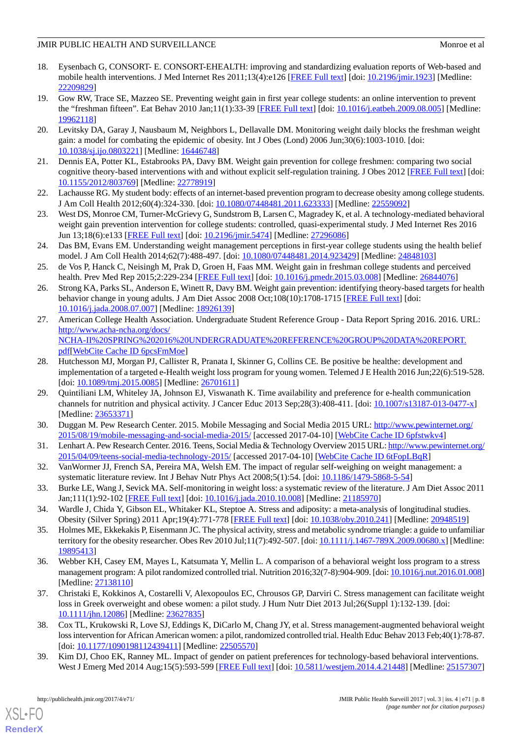18. Eysenbach G, CONSORT- E. CONSORT-EHEALTH: improving and standardizing evaluation reports of Web-based and mobile health interventions. J Med Internet Res 2011;13(4):e126 [FREE Full text] [doi: 10.2196/jmir.1923] [Medline: 22209829]
19. Gow RW, Trace SE, Mazzeo SE. Preventing weight gain in first year college students: an online intervention to prevent the "freshman fifteen". Eat Behav 2010 Jan;11(1):33-39 [FREE Full text] [doi: 10.1016/j.eatbeh.2009.08.005] [Medline: 19962118]
20. Levitsky DA, Garay J, Nausbaum M, Neighbors L, Dellavalle DM. Monitoring weight daily blocks the freshman weight gain: a model for combating the epidemic of obesity. Int J Obes (Lond) 2006 Jun;30(6):1003-1010. [doi: 10.1038/sj.ijo.0803221] [Medline: 16446748]
21. Dennis EA, Potter KL, Estabrooks PA, Davy BM. Weight gain prevention for college freshmen: comparing two social cognitive theory-based interventions with and without explicit self-regulation training. J Obes 2012 [FREE Full text] [doi: 10.1155/2012/803769] [Medline: 22778919]
22. Lachausse RG. My student body: effects of an internet-based prevention program to decrease obesity among college students. J Am Coll Health 2012;60(4):324-330. [doi: 10.1080/07448481.2011.623333] [Medline: 22559092]
23. West DS, Monroe CM, Turner-McGrievy G, Sundstrom B, Larsen C, Magradey K, et al. A technology-mediated behavioral weight gain prevention intervention for college students: controlled, quasi-experimental study. J Med Internet Res 2016 Jun 13;18(6):e133 [FREE Full text] [doi: 10.2196/jmir.5474] [Medline: 27296086]
24. Das BM, Evans EM. Understanding weight management perceptions in first-year college students using the health belief model. J Am Coll Health 2014;62(7):488-497. [doi: 10.1080/07448481.2014.923429] [Medline: 24848103]
25. de Vos P, Hanck C, Neisingh M, Prak D, Groen H, Faas MM. Weight gain in freshman college students and perceived health. Prev Med Rep 2015;2:229-234 [FREE Full text] [doi: 10.1016/j.pmedr.2015.03.008] [Medline: 26844076]
26. Strong KA, Parks SL, Anderson E, Winett R, Davy BM. Weight gain prevention: identifying theory-based targets for health behavior change in young adults. J Am Diet Assoc 2008 Oct;108(10):1708-1715 [FREE Full text] [doi: 10.1016/j.jada.2008.07.007] [Medline: 18926139]
27. American College Health Association. Undergraduate Student Reference Group - Data Report Spring 2016. 2016. URL: http://www.acha-ncha.org/docs/NCHA-II%20SPRING%202016%20UNDERGRADUATE%20REFERENCE%20GROUP%20DATA%20REPORT.pdf[WebCite Cache ID 6pcsFmMoe]
28. Hutchesson MJ, Morgan PJ, Callister R, Pranata I, Skinner G, Collins CE. Be positive be healthe: development and implementation of a targeted e-Health weight loss program for young women. Telemed J E Health 2016 Jun;22(6):519-528. [doi: 10.1089/tmj.2015.0085] [Medline: 26701611]
29. Quintiliani LM, Whiteley JA, Johnson EJ, Viswanath K. Time availability and preference for e-health communication channels for nutrition and physical activity. J Cancer Educ 2013 Sep;28(3):408-411. [doi: 10.1007/s13187-013-0477-x] [Medline: 23653371]
30. Duggan M. Pew Research Center. 2015. Mobile Messaging and Social Media 2015 URL: http://www.pewinternet.org/2015/08/19/mobile-messaging-and-social-media-2015/ [accessed 2017-04-10] [WebCite Cache ID 6pfstwkv4]
31. Lenhart A. Pew Research Center. 2016. Teens, Social Media & Technology Overview 2015 URL: http://www.pewinternet.org/2015/04/09/teens-social-media-technology-2015/ [accessed 2017-04-10] [WebCite Cache ID 6tFopLBqR]
32. VanWormer JJ, French SA, Pereira MA, Welsh EM. The impact of regular self-weighing on weight management: a systematic literature review. Int J Behav Nutr Phys Act 2008;5(1):54. [doi: 10.1186/1479-5868-5-54]
33. Burke LE, Wang J, Sevick MA. Self-monitoring in weight loss: a systematic review of the literature. J Am Diet Assoc 2011 Jan;111(1):92-102 [FREE Full text] [doi: 10.1016/j.jada.2010.10.008] [Medline: 21185970]
34. Wardle J, Chida Y, Gibson EL, Whitaker KL, Steptoe A. Stress and adiposity: a meta-analysis of longitudinal studies. Obesity (Silver Spring) 2011 Apr;19(4):771-778 [FREE Full text] [doi: 10.1038/oby.2010.241] [Medline: 20948519]
35. Holmes ME, Ekkekakis P, Eisenmann JC. The physical activity, stress and metabolic syndrome triangle: a guide to unfamiliar territory for the obesity researcher. Obes Rev 2010 Jul;11(7):492-507. [doi: 10.1111/j.1467-789X.2009.00680.x] [Medline: 19895413]
36. Webber KH, Casey EM, Mayes L, Katsumata Y, Mellin L. A comparison of a behavioral weight loss program to a stress management program: A pilot randomized controlled trial. Nutrition 2016;32(7-8):904-909. [doi: 10.1016/j.nut.2016.01.008] [Medline: 27138110]
37. Christaki E, Kokkinos A, Costarelli V, Alexopoulos EC, Chrousos GP, Darviri C. Stress management can facilitate weight loss in Greek overweight and obese women: a pilot study. J Hum Nutr Diet 2013 Jul;26(Suppl 1):132-139. [doi: 10.1111/jhn.12086] [Medline: 23627835]
38. Cox TL, Krukowski R, Love SJ, Eddings K, DiCarlo M, Chang JY, et al. Stress management-augmented behavioral weight loss intervention for African American women: a pilot, randomized controlled trial. Health Educ Behav 2013 Feb;40(1):78-87. [doi: 10.1177/1090198112439411] [Medline: 22505570]
39. Kim DJ, Choo EK, Ranney ML. Impact of gender on patient preferences for technology-based behavioral interventions. West J Emerg Med 2014 Aug;15(5):593-599 [FREE Full text] [doi: 10.5811/westjem.2014.4.21448] [Medline: 25157307]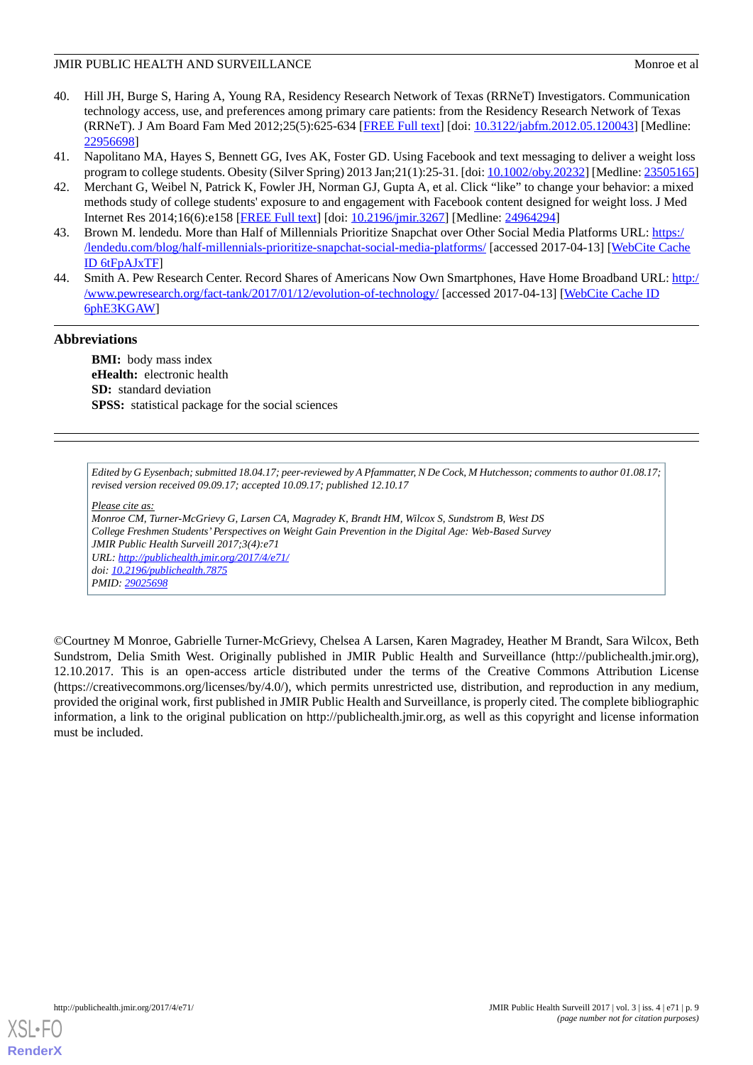40. Hill JH, Burge S, Haring A, Young RA, Residency Research Network of Texas (RRNeT) Investigators. Communication technology access, use, and preferences among primary care patients: from the Residency Research Network of Texas (RRNeT). J Am Board Fam Med 2012;25(5):625-634 [FREE Full text] [doi: 10.3122/jabfm.2012.05.120043] [Medline: 22956698]
41. Napolitano MA, Hayes S, Bennett GG, Ives AK, Foster GD. Using Facebook and text messaging to deliver a weight loss program to college students. Obesity (Silver Spring) 2013 Jan;21(1):25-31. [doi: 10.1002/oby.20232] [Medline: 23505165]
42. Merchant G, Weibel N, Patrick K, Fowler JH, Norman GJ, Gupta A, et al. Click "like" to change your behavior: a mixed methods study of college students' exposure to and engagement with Facebook content designed for weight loss. J Med Internet Res 2014;16(6):e158 [FREE Full text] [doi: 10.2196/jmir.3267] [Medline: 24964294]
43. Brown M. lendedu. More than Half of Millennials Prioritize Snapchat over Other Social Media Platforms URL: https://lendedu.com/blog/half-millennials-prioritize-snapchat-social-media-platforms/ [accessed 2017-04-13] [WebCite Cache ID 6tFpAJxTF]
44. Smith A. Pew Research Center. Record Shares of Americans Now Own Smartphones, Have Home Broadband URL: http://www.pewresearch.org/fact-tank/2017/01/12/evolution-of-technology/ [accessed 2017-04-13] [WebCite Cache ID 6phE3KGAW]

## Abbreviations

**BMI:** body mass index
**eHealth:** electronic health
**SD:** standard deviation
**SPSS:** statistical package for the social sciences

*Edited by G Eysenbach; submitted 18.04.17; peer-reviewed by A Pfammatter, N De Cock, M Hutchesson; comments to author 01.08.17; revised version received 09.09.17; accepted 10.09.17; published 12.10.17*

*Please cite as:*
*Monroe CM, Turner-McGrievy G, Larsen CA, Magradey K, Brandt HM, Wilcox S, Sundstrom B, West DS*
*College Freshmen Students' Perspectives on Weight Gain Prevention in the Digital Age: Web-Based Survey*
*JMIR Public Health Surveill 2017;3(4):e71*
*URL: http://publichealth.jmir.org/2017/4/e71/*
*doi: 10.2196/publichealth.7875*
*PMID: 29025698*

©Courtney M Monroe, Gabrielle Turner-McGrievy, Chelsea A Larsen, Karen Magradey, Heather M Brandt, Sara Wilcox, Beth Sundstrom, Delia Smith West. Originally published in JMIR Public Health and Surveillance (http://publichealth.jmir.org), 12.10.2017. This is an open-access article distributed under the terms of the Creative Commons Attribution License (https://creativecommons.org/licenses/by/4.0/), which permits unrestricted use, distribution, and reproduction in any medium, provided the original work, first published in JMIR Public Health and Surveillance, is properly cited. The complete bibliographic information, a link to the original publication on http://publichealth.jmir.org, as well as this copyright and license information must be included.